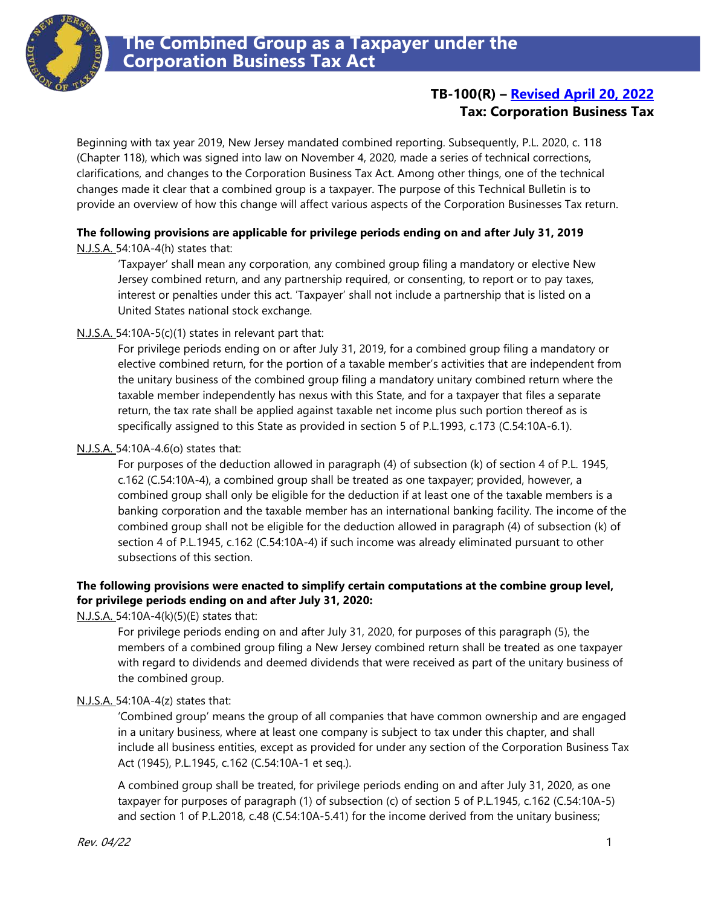# The Combined Group as a Taxpayer under the Corporation Business Tax Act

**TB-100(R) – Revised April 20, 2022**
**Tax: Corporation Business Tax**

Beginning with tax year 2019, New Jersey mandated combined reporting. Subsequently, P.L. 2020, c. 118 (Chapter 118), which was signed into law on November 4, 2020, made a series of technical corrections, clarifications, and changes to the Corporation Business Tax Act. Among other things, one of the technical changes made it clear that a combined group is a taxpayer. The purpose of this Technical Bulletin is to provide an overview of how this change will affect various aspects of the Corporation Businesses Tax return.

**The following provisions are applicable for privilege periods ending on and after July 31, 2019**

N.J.S.A. 54:10A-4(h) states that:

> 'Taxpayer' shall mean any corporation, any combined group filing a mandatory or elective New Jersey combined return, and any partnership required, or consenting, to report or to pay taxes, interest or penalties under this act. 'Taxpayer' shall not include a partnership that is listed on a United States national stock exchange.

N.J.S.A. 54:10A-5(c)(1) states in relevant part that:

> For privilege periods ending on or after July 31, 2019, for a combined group filing a mandatory or elective combined return, for the portion of a taxable member's activities that are independent from the unitary business of the combined group filing a mandatory unitary combined return where the taxable member independently has nexus with this State, and for a taxpayer that files a separate return, the tax rate shall be applied against taxable net income plus such portion thereof as is specifically assigned to this State as provided in section 5 of P.L.1993, c.173 (C.54:10A-6.1).

N.J.S.A. 54:10A-4.6(o) states that:

> For purposes of the deduction allowed in paragraph (4) of subsection (k) of section 4 of P.L. 1945, c.162 (C.54:10A-4), a combined group shall be treated as one taxpayer; provided, however, a combined group shall only be eligible for the deduction if at least one of the taxable members is a banking corporation and the taxable member has an international banking facility. The income of the combined group shall not be eligible for the deduction allowed in paragraph (4) of subsection (k) of section 4 of P.L.1945, c.162 (C.54:10A-4) if such income was already eliminated pursuant to other subsections of this section.

**The following provisions were enacted to simplify certain computations at the combine group level, for privilege periods ending on and after July 31, 2020:**

N.J.S.A. 54:10A-4(k)(5)(E) states that:

> For privilege periods ending on and after July 31, 2020, for purposes of this paragraph (5), the members of a combined group filing a New Jersey combined return shall be treated as one taxpayer with regard to dividends and deemed dividends that were received as part of the unitary business of the combined group.

N.J.S.A. 54:10A-4(z) states that:

> 'Combined group' means the group of all companies that have common ownership and are engaged in a unitary business, where at least one company is subject to tax under this chapter, and shall include all business entities, except as provided for under any section of the Corporation Business Tax Act (1945), P.L.1945, c.162 (C.54:10A-1 et seq.).
>
> A combined group shall be treated, for privilege periods ending on and after July 31, 2020, as one taxpayer for purposes of paragraph (1) of subsection (c) of section 5 of P.L.1945, c.162 (C.54:10A-5) and section 1 of P.L.2018, c.48 (C.54:10A-5.41) for the income derived from the unitary business;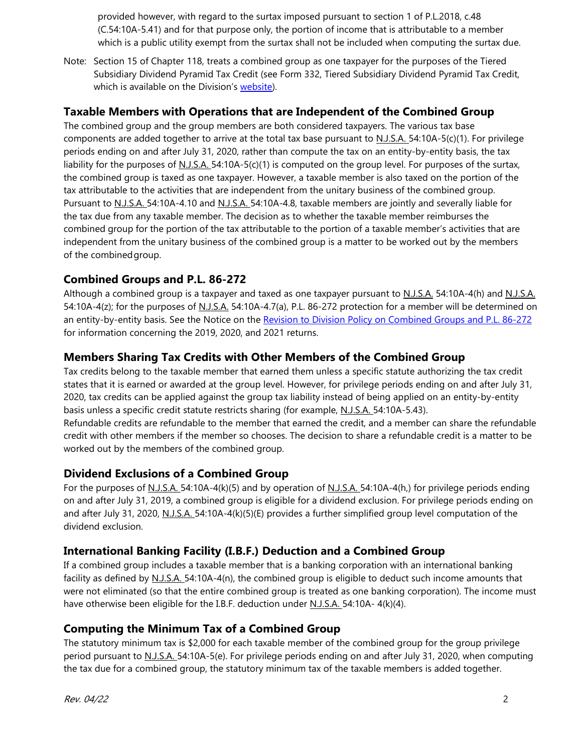provided however, with regard to the surtax imposed pursuant to section 1 of P.L.2018, c.48 (C.54:10A-5.41) and for that purpose only, the portion of income that is attributable to a member which is a public utility exempt from the surtax shall not be included when computing the surtax due.

Note: Section 15 of Chapter 118, treats a combined group as one taxpayer for the purposes of the Tiered Subsidiary Dividend Pyramid Tax Credit (see Form 332, Tiered Subsidiary Dividend Pyramid Tax Credit, which is available on the Division's website).

## Taxable Members with Operations that are Independent of the Combined Group

The combined group and the group members are both considered taxpayers. The various tax base components are added together to arrive at the total tax base pursuant to N.J.S.A. 54:10A-5(c)(1). For privilege periods ending on and after July 31, 2020, rather than compute the tax on an entity-by-entity basis, the tax liability for the purposes of N.J.S.A. 54:10A-5(c)(1) is computed on the group level. For purposes of the surtax, the combined group is taxed as one taxpayer. However, a taxable member is also taxed on the portion of the tax attributable to the activities that are independent from the unitary business of the combined group. Pursuant to N.J.S.A. 54:10A-4.10 and N.J.S.A. 54:10A-4.8, taxable members are jointly and severally liable for the tax due from any taxable member. The decision as to whether the taxable member reimburses the combined group for the portion of the tax attributable to the portion of a taxable member's activities that are independent from the unitary business of the combined group is a matter to be worked out by the members of the combined group.

## Combined Groups and P.L. 86-272

Although a combined group is a taxpayer and taxed as one taxpayer pursuant to N.J.S.A. 54:10A-4(h) and N.J.S.A. 54:10A-4(z); for the purposes of N.J.S.A. 54:10A-4.7(a), P.L. 86-272 protection for a member will be determined on an entity-by-entity basis. See the Notice on the Revision to Division Policy on Combined Groups and P.L. 86-272 for information concerning the 2019, 2020, and 2021 returns.

## Members Sharing Tax Credits with Other Members of the Combined Group

Tax credits belong to the taxable member that earned them unless a specific statute authorizing the tax credit states that it is earned or awarded at the group level. However, for privilege periods ending on and after July 31, 2020, tax credits can be applied against the group tax liability instead of being applied on an entity-by-entity basis unless a specific credit statute restricts sharing (for example, N.J.S.A. 54:10A-5.43).

Refundable credits are refundable to the member that earned the credit, and a member can share the refundable credit with other members if the member so chooses. The decision to share a refundable credit is a matter to be worked out by the members of the combined group.

## Dividend Exclusions of a Combined Group

For the purposes of N.J.S.A. 54:10A-4(k)(5) and by operation of N.J.S.A. 54:10A-4(h,) for privilege periods ending on and after July 31, 2019, a combined group is eligible for a dividend exclusion. For privilege periods ending on and after July 31, 2020, N.J.S.A. 54:10A-4(k)(5)(E) provides a further simplified group level computation of the dividend exclusion.

## International Banking Facility (I.B.F.) Deduction and a Combined Group

If a combined group includes a taxable member that is a banking corporation with an international banking facility as defined by N.J.S.A. 54:10A-4(n), the combined group is eligible to deduct such income amounts that were not eliminated (so that the entire combined group is treated as one banking corporation). The income must have otherwise been eligible for the I.B.F. deduction under N.J.S.A. 54:10A- 4(k)(4).

## Computing the Minimum Tax of a Combined Group

The statutory minimum tax is $2,000 for each taxable member of the combined group for the group privilege period pursuant to N.J.S.A. 54:10A-5(e). For privilege periods ending on and after July 31, 2020, when computing the tax due for a combined group, the statutory minimum tax of the taxable members is added together.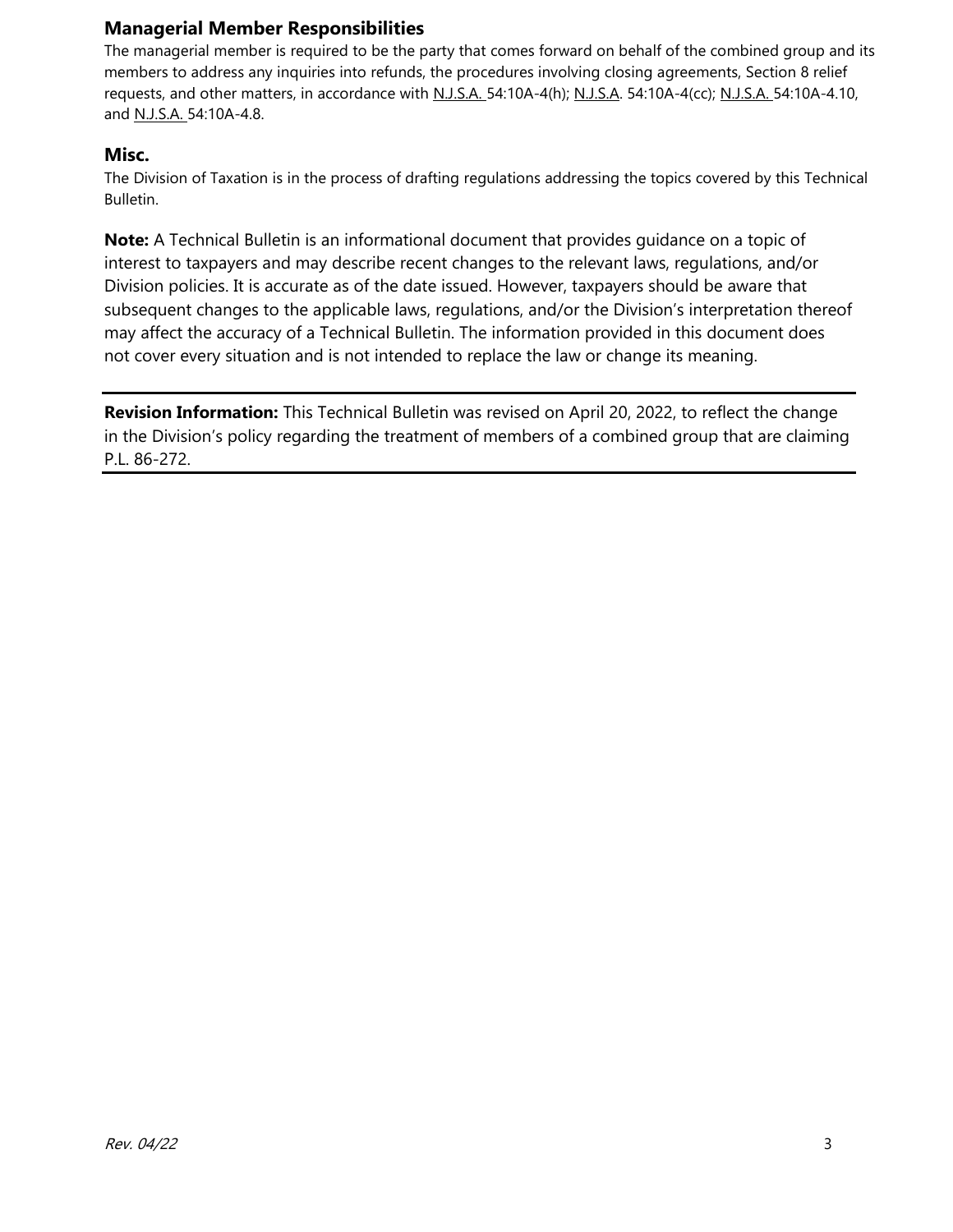## Managerial Member Responsibilities

The managerial member is required to be the party that comes forward on behalf of the combined group and its members to address any inquiries into refunds, the procedures involving closing agreements, Section 8 relief requests, and other matters, in accordance with N.J.S.A. 54:10A-4(h); N.J.S.A. 54:10A-4(cc); N.J.S.A. 54:10A-4.10, and N.J.S.A. 54:10A-4.8.

## Misc.

The Division of Taxation is in the process of drafting regulations addressing the topics covered by this Technical Bulletin.

**Note:** A Technical Bulletin is an informational document that provides guidance on a topic of interest to taxpayers and may describe recent changes to the relevant laws, regulations, and/or Division policies. It is accurate as of the date issued. However, taxpayers should be aware that subsequent changes to the applicable laws, regulations, and/or the Division's interpretation thereof may affect the accuracy of a Technical Bulletin. The information provided in this document does not cover every situation and is not intended to replace the law or change its meaning.

---

**Revision Information:** This Technical Bulletin was revised on April 20, 2022, to reflect the change in the Division's policy regarding the treatment of members of a combined group that are claiming P.L. 86-272.

---